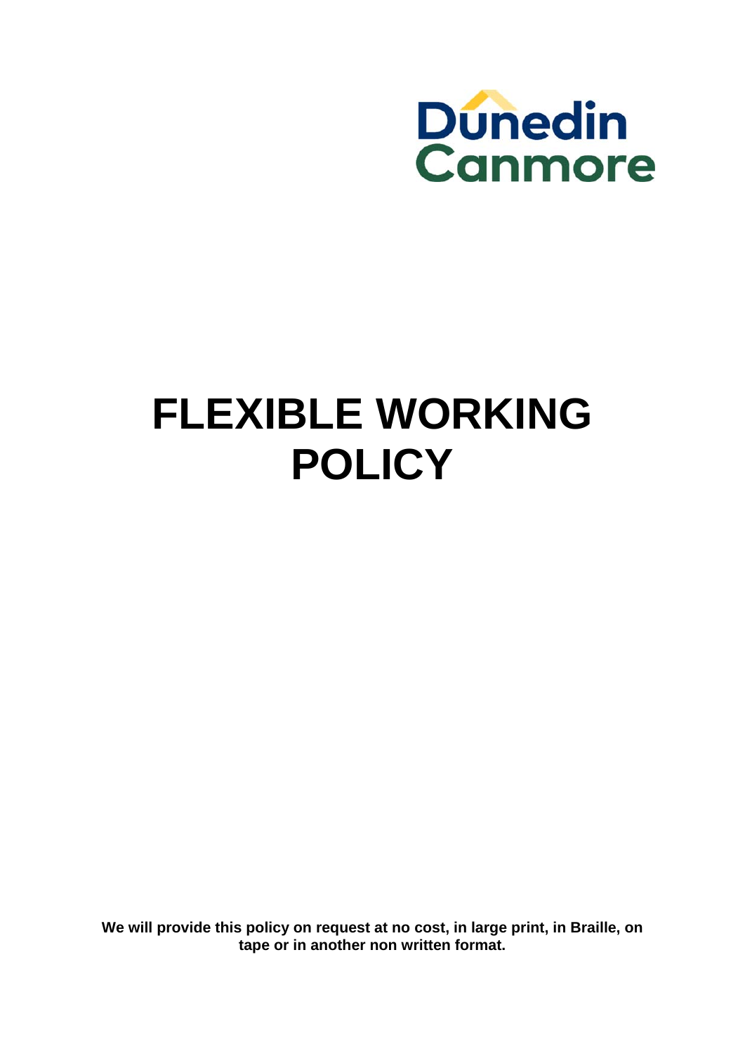Dunedin Canmore

# FLEXIBLE WORKING POLICY

**We will provide this policy on request at no cost, in large print, in Braille, on tape or in another non written format.**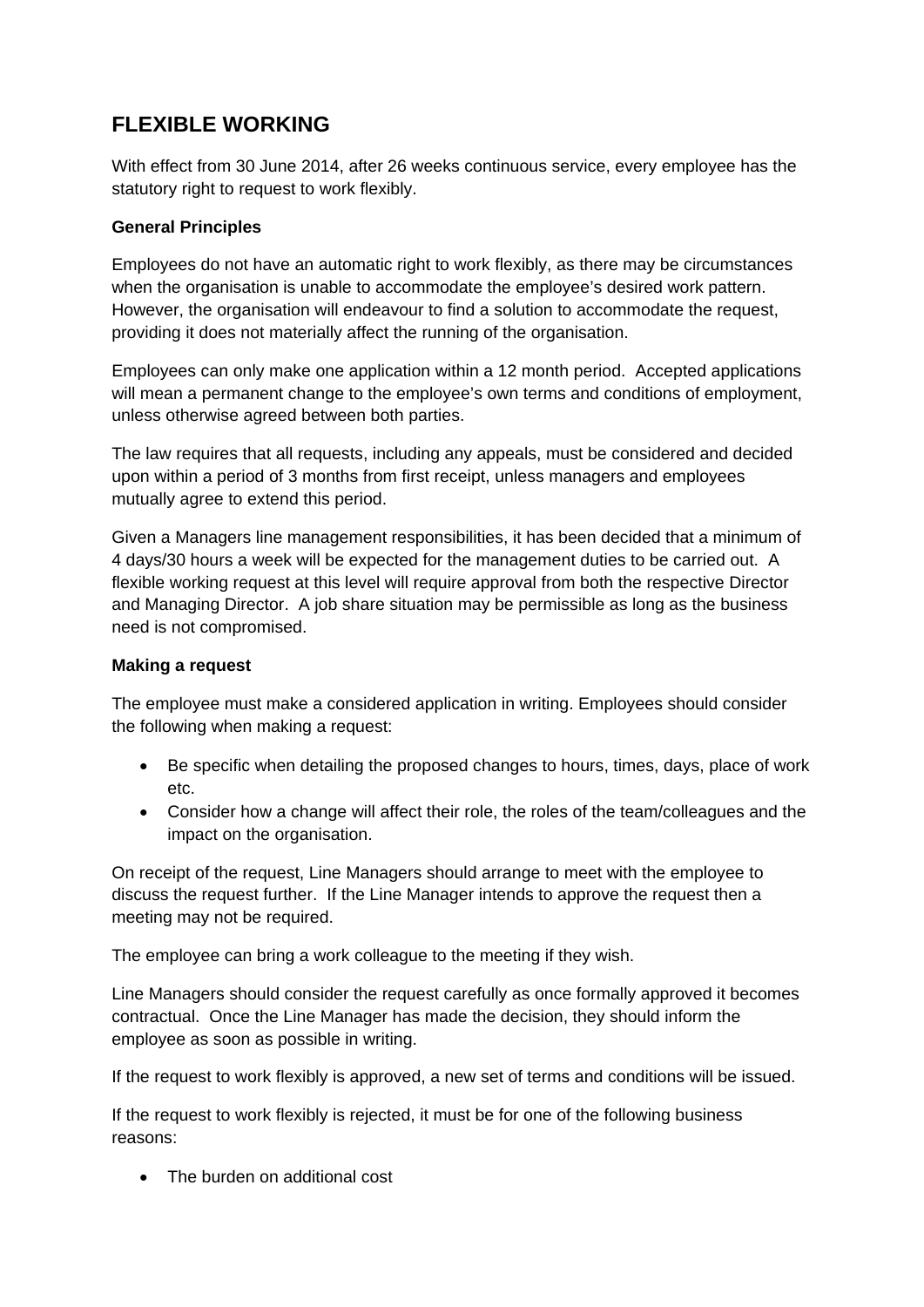## FLEXIBLE WORKING

With effect from 30 June 2014, after 26 weeks continuous service, every employee has the statutory right to request to work flexibly.

**General Principles**

Employees do not have an automatic right to work flexibly, as there may be circumstances when the organisation is unable to accommodate the employee's desired work pattern. However, the organisation will endeavour to find a solution to accommodate the request, providing it does not materially affect the running of the organisation.

Employees can only make one application within a 12 month period. Accepted applications will mean a permanent change to the employee's own terms and conditions of employment, unless otherwise agreed between both parties.

The law requires that all requests, including any appeals, must be considered and decided upon within a period of 3 months from first receipt, unless managers and employees mutually agree to extend this period.

Given a Managers line management responsibilities, it has been decided that a minimum of 4 days/30 hours a week will be expected for the management duties to be carried out. A flexible working request at this level will require approval from both the respective Director and Managing Director. A job share situation may be permissible as long as the business need is not compromised.

**Making a request**

The employee must make a considered application in writing. Employees should consider the following when making a request:

- Be specific when detailing the proposed changes to hours, times, days, place of work etc.
- Consider how a change will affect their role, the roles of the team/colleagues and the impact on the organisation.

On receipt of the request, Line Managers should arrange to meet with the employee to discuss the request further. If the Line Manager intends to approve the request then a meeting may not be required.

The employee can bring a work colleague to the meeting if they wish.

Line Managers should consider the request carefully as once formally approved it becomes contractual. Once the Line Manager has made the decision, they should inform the employee as soon as possible in writing.

If the request to work flexibly is approved, a new set of terms and conditions will be issued.

If the request to work flexibly is rejected, it must be for one of the following business reasons:

- The burden on additional cost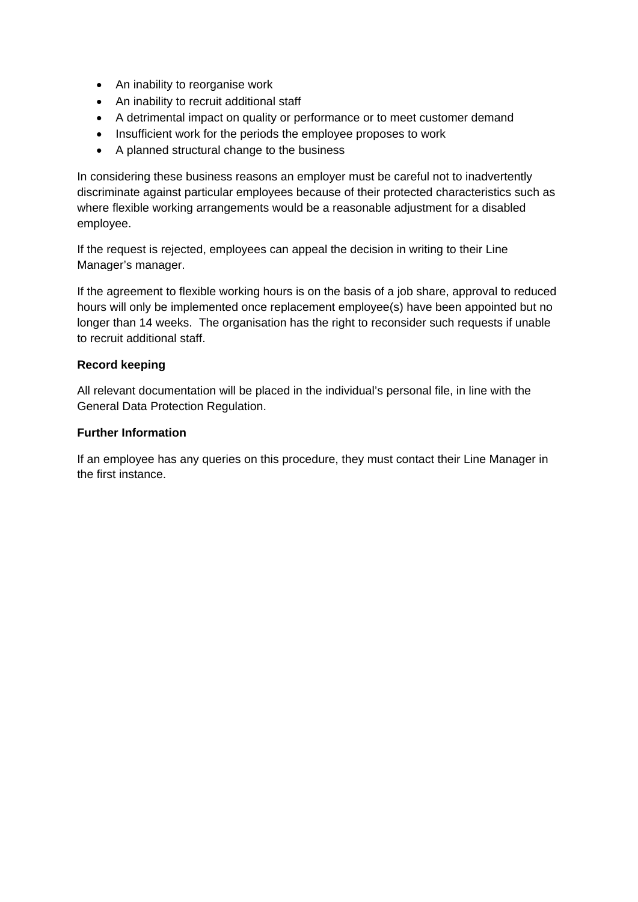- An inability to reorganise work
- An inability to recruit additional staff
- A detrimental impact on quality or performance or to meet customer demand
- Insufficient work for the periods the employee proposes to work
- A planned structural change to the business

In considering these business reasons an employer must be careful not to inadvertently discriminate against particular employees because of their protected characteristics such as where flexible working arrangements would be a reasonable adjustment for a disabled employee.

If the request is rejected, employees can appeal the decision in writing to their Line Manager's manager.

If the agreement to flexible working hours is on the basis of a job share, approval to reduced hours will only be implemented once replacement employee(s) have been appointed but no longer than 14 weeks. The organisation has the right to reconsider such requests if unable to recruit additional staff.

**Record keeping**

All relevant documentation will be placed in the individual's personal file, in line with the General Data Protection Regulation.

**Further Information**

If an employee has any queries on this procedure, they must contact their Line Manager in the first instance.